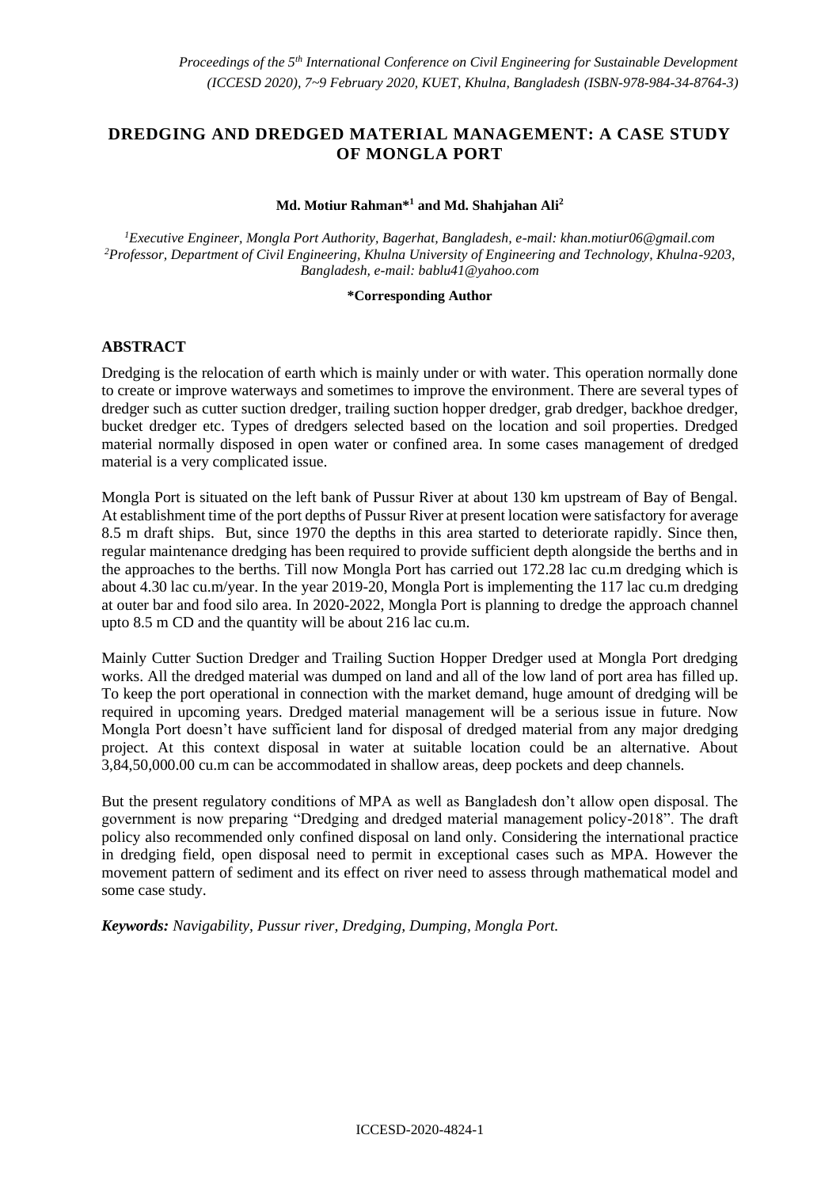# DREDGING AND DREDGED MATERIAL MANAGEMENT: A CASE STUDY OF MONGLA PORT

**Md. Motiur Rahman*[1] and Md. Shahjahan Ali[2]**

[1] *Executive Engineer, Mongla Port Authority, Bagerhat, Bangladesh, e-mail: khan.motiur06@gmail.com*
[2] *Professor, Department of Civil Engineering, Khulna University of Engineering and Technology, Khulna-9203, Bangladesh, e-mail: bablu41@yahoo.com*

**\*Corresponding Author**

## ABSTRACT

Dredging is the relocation of earth which is mainly under or with water. This operation normally done to create or improve waterways and sometimes to improve the environment. There are several types of dredger such as cutter suction dredger, trailing suction hopper dredger, grab dredger, backhoe dredger, bucket dredger etc. Types of dredgers selected based on the location and soil properties. Dredged material normally disposed in open water or confined area. In some cases management of dredged material is a very complicated issue.

Mongla Port is situated on the left bank of Pussur River at about 130 km upstream of Bay of Bengal. At establishment time of the port depths of Pussur River at present location were satisfactory for average 8.5 m draft ships. But, since 1970 the depths in this area started to deteriorate rapidly. Since then, regular maintenance dredging has been required to provide sufficient depth alongside the berths and in the approaches to the berths. Till now Mongla Port has carried out 172.28 lac cu.m dredging which is about 4.30 lac cu.m/year. In the year 2019-20, Mongla Port is implementing the 117 lac cu.m dredging at outer bar and food silo area. In 2020-2022, Mongla Port is planning to dredge the approach channel upto 8.5 m CD and the quantity will be about 216 lac cu.m.

Mainly Cutter Suction Dredger and Trailing Suction Hopper Dredger used at Mongla Port dredging works. All the dredged material was dumped on land and all of the low land of port area has filled up. To keep the port operational in connection with the market demand, huge amount of dredging will be required in upcoming years. Dredged material management will be a serious issue in future. Now Mongla Port doesn't have sufficient land for disposal of dredged material from any major dredging project. At this context disposal in water at suitable location could be an alternative. About 3,84,50,000.00 cu.m can be accommodated in shallow areas, deep pockets and deep channels.

But the present regulatory conditions of MPA as well as Bangladesh don't allow open disposal. The government is now preparing "Dredging and dredged material management policy-2018". The draft policy also recommended only confined disposal on land only. Considering the international practice in dredging field, open disposal need to permit in exceptional cases such as MPA. However the movement pattern of sediment and its effect on river need to assess through mathematical model and some case study.

***Keywords:*** *Navigability, Pussur river, Dredging, Dumping, Mongla Port.*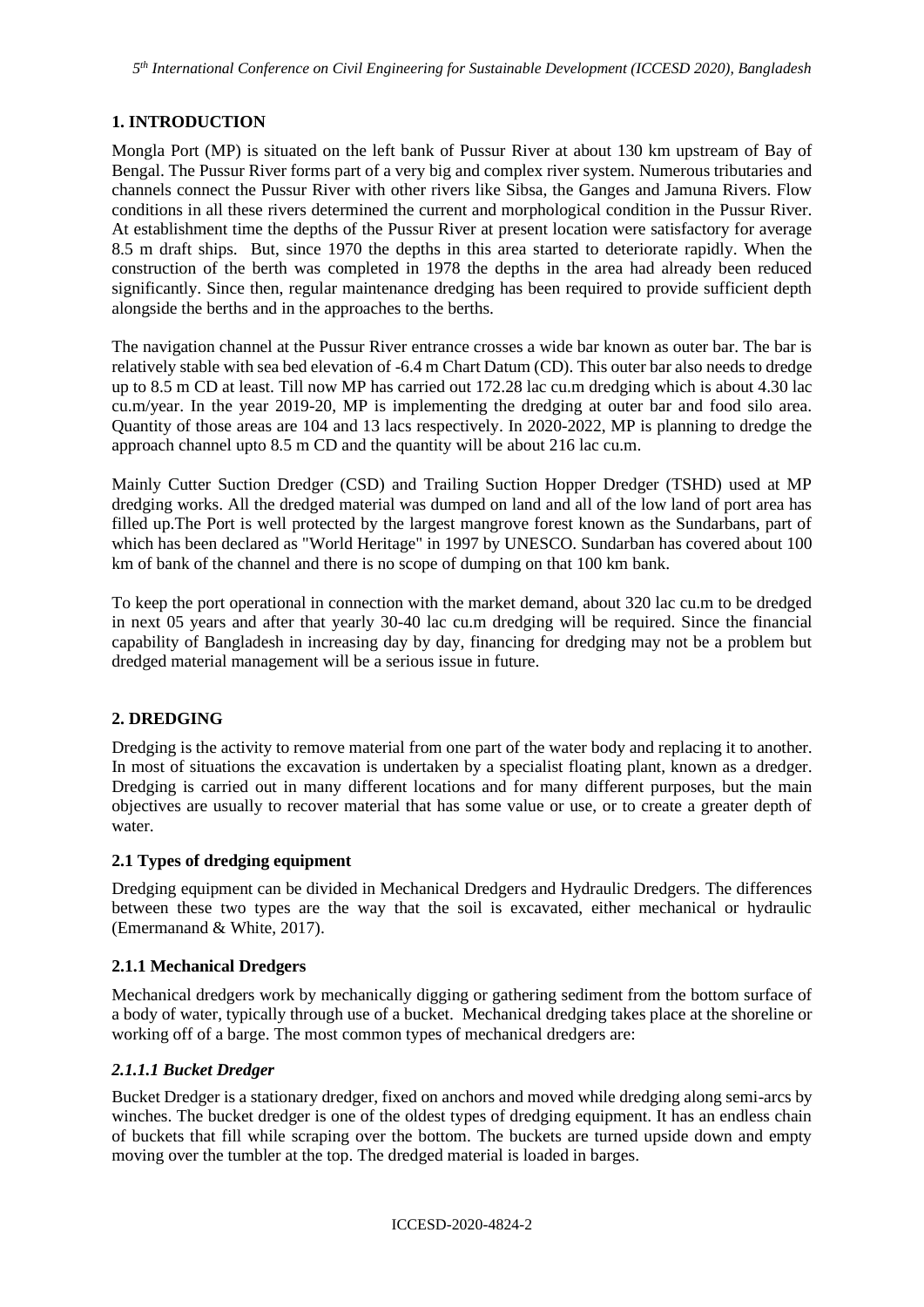## 1. INTRODUCTION

Mongla Port (MP) is situated on the left bank of Pussur River at about 130 km upstream of Bay of Bengal. The Pussur River forms part of a very big and complex river system. Numerous tributaries and channels connect the Pussur River with other rivers like Sibsa, the Ganges and Jamuna Rivers. Flow conditions in all these rivers determined the current and morphological condition in the Pussur River. At establishment time the depths of the Pussur River at present location were satisfactory for average 8.5 m draft ships. But, since 1970 the depths in this area started to deteriorate rapidly. When the construction of the berth was completed in 1978 the depths in the area had already been reduced significantly. Since then, regular maintenance dredging has been required to provide sufficient depth alongside the berths and in the approaches to the berths.

The navigation channel at the Pussur River entrance crosses a wide bar known as outer bar. The bar is relatively stable with sea bed elevation of -6.4 m Chart Datum (CD). This outer bar also needs to dredge up to 8.5 m CD at least. Till now MP has carried out 172.28 lac cu.m dredging which is about 4.30 lac cu.m/year. In the year 2019-20, MP is implementing the dredging at outer bar and food silo area. Quantity of those areas are 104 and 13 lacs respectively. In 2020-2022, MP is planning to dredge the approach channel upto 8.5 m CD and the quantity will be about 216 lac cu.m.

Mainly Cutter Suction Dredger (CSD) and Trailing Suction Hopper Dredger (TSHD) used at MP dredging works. All the dredged material was dumped on land and all of the low land of port area has filled up.The Port is well protected by the largest mangrove forest known as the Sundarbans, part of which has been declared as "World Heritage" in 1997 by UNESCO. Sundarban has covered about 100 km of bank of the channel and there is no scope of dumping on that 100 km bank.

To keep the port operational in connection with the market demand, about 320 lac cu.m to be dredged in next 05 years and after that yearly 30-40 lac cu.m dredging will be required. Since the financial capability of Bangladesh in increasing day by day, financing for dredging may not be a problem but dredged material management will be a serious issue in future.

## 2. DREDGING

Dredging is the activity to remove material from one part of the water body and replacing it to another. In most of situations the excavation is undertaken by a specialist floating plant, known as a dredger. Dredging is carried out in many different locations and for many different purposes, but the main objectives are usually to recover material that has some value or use, or to create a greater depth of water.

### 2.1 Types of dredging equipment

Dredging equipment can be divided in Mechanical Dredgers and Hydraulic Dredgers. The differences between these two types are the way that the soil is excavated, either mechanical or hydraulic (Emermanand & White, 2017).

### 2.1.1 Mechanical Dredgers

Mechanical dredgers work by mechanically digging or gathering sediment from the bottom surface of a body of water, typically through use of a bucket. Mechanical dredging takes place at the shoreline or working off of a barge. The most common types of mechanical dredgers are:

#### *2.1.1.1 Bucket Dredger*

Bucket Dredger is a stationary dredger, fixed on anchors and moved while dredging along semi-arcs by winches. The bucket dredger is one of the oldest types of dredging equipment. It has an endless chain of buckets that fill while scraping over the bottom. The buckets are turned upside down and empty moving over the tumbler at the top. The dredged material is loaded in barges.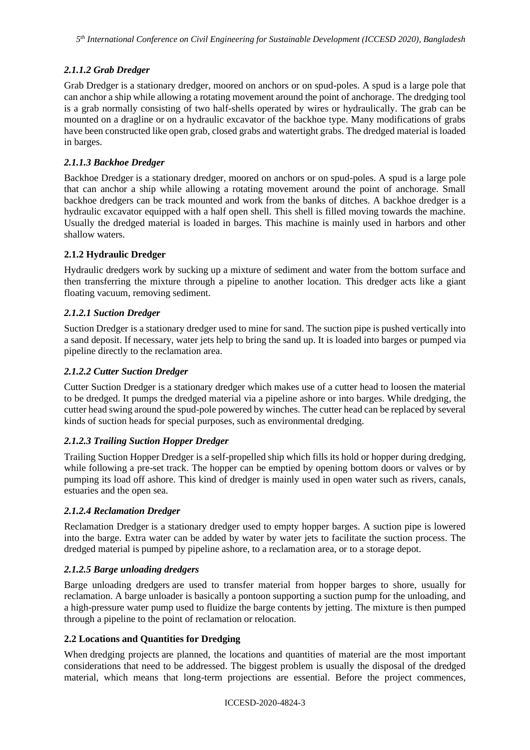#### *2.1.1.2 Grab Dredger*

Grab Dredger is a stationary dredger, moored on anchors or on spud-poles. A spud is a large pole that can anchor a ship while allowing a rotating movement around the point of anchorage. The dredging tool is a grab normally consisting of two half-shells operated by wires or hydraulically. The grab can be mounted on a dragline or on a hydraulic excavator of the backhoe type. Many modifications of grabs have been constructed like open grab, closed grabs and watertight grabs. The dredged material is loaded in barges.

#### *2.1.1.3 Backhoe Dredger*

Backhoe Dredger is a stationary dredger, moored on anchors or on spud-poles. A spud is a large pole that can anchor a ship while allowing a rotating movement around the point of anchorage. Small backhoe dredgers can be track mounted and work from the banks of ditches. A backhoe dredger is a hydraulic excavator equipped with a half open shell. This shell is filled moving towards the machine. Usually the dredged material is loaded in barges. This machine is mainly used in harbors and other shallow waters.

### **2.1.2 Hydraulic Dredger**

Hydraulic dredgers work by sucking up a mixture of sediment and water from the bottom surface and then transferring the mixture through a pipeline to another location. This dredger acts like a giant floating vacuum, removing sediment.

#### *2.1.2.1 Suction Dredger*

Suction Dredger is a stationary dredger used to mine for sand. The suction pipe is pushed vertically into a sand deposit. If necessary, water jets help to bring the sand up. It is loaded into barges or pumped via pipeline directly to the reclamation area.

#### *2.1.2.2 Cutter Suction Dredger*

Cutter Suction Dredger is a stationary dredger which makes use of a cutter head to loosen the material to be dredged. It pumps the dredged material via a pipeline ashore or into barges. While dredging, the cutter head swing around the spud-pole powered by winches. The cutter head can be replaced by several kinds of suction heads for special purposes, such as environmental dredging.

#### *2.1.2.3 Trailing Suction Hopper Dredger*

Trailing Suction Hopper Dredger is a self-propelled ship which fills its hold or hopper during dredging, while following a pre-set track. The hopper can be emptied by opening bottom doors or valves or by pumping its load off ashore. This kind of dredger is mainly used in open water such as rivers, canals, estuaries and the open sea.

#### *2.1.2.4 Reclamation Dredger*

Reclamation Dredger is a stationary dredger used to empty hopper barges. A suction pipe is lowered into the barge. Extra water can be added by water by water jets to facilitate the suction process. The dredged material is pumped by pipeline ashore, to a reclamation area, or to a storage depot.

#### *2.1.2.5 Barge unloading dredgers*

Barge unloading dredgers are used to transfer material from hopper barges to shore, usually for reclamation. A barge unloader is basically a pontoon supporting a suction pump for the unloading, and a high-pressure water pump used to fluidize the barge contents by jetting. The mixture is then pumped through a pipeline to the point of reclamation or relocation.

### **2.2 Locations and Quantities for Dredging**

When dredging projects are planned, the locations and quantities of material are the most important considerations that need to be addressed. The biggest problem is usually the disposal of the dredged material, which means that long-term projections are essential. Before the project commences,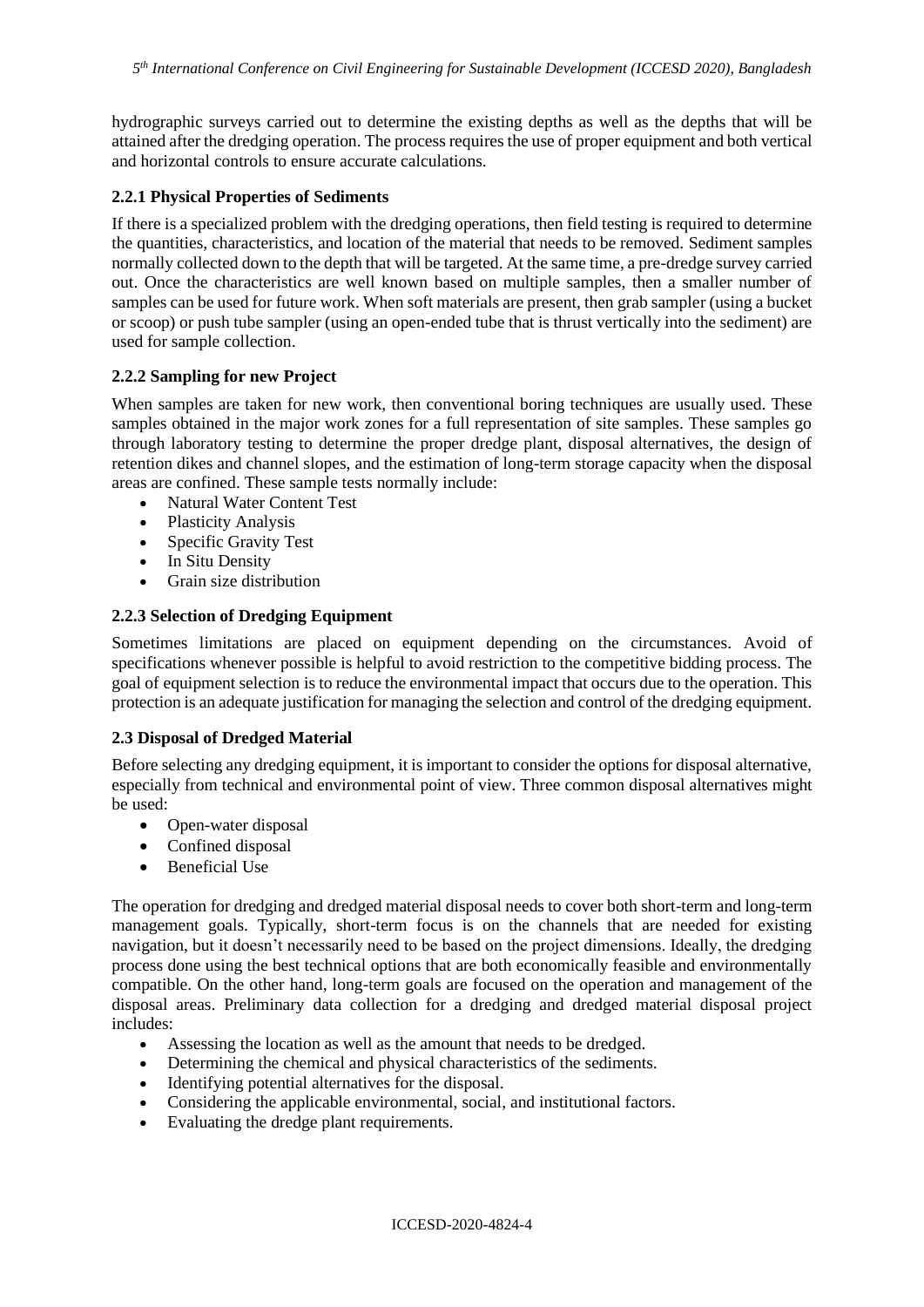hydrographic surveys carried out to determine the existing depths as well as the depths that will be attained after the dredging operation. The process requires the use of proper equipment and both vertical and horizontal controls to ensure accurate calculations.

### 2.2.1 Physical Properties of Sediments

If there is a specialized problem with the dredging operations, then field testing is required to determine the quantities, characteristics, and location of the material that needs to be removed. Sediment samples normally collected down to the depth that will be targeted. At the same time, a pre-dredge survey carried out. Once the characteristics are well known based on multiple samples, then a smaller number of samples can be used for future work. When soft materials are present, then grab sampler (using a bucket or scoop) or push tube sampler (using an open-ended tube that is thrust vertically into the sediment) are used for sample collection.

### 2.2.2 Sampling for new Project

When samples are taken for new work, then conventional boring techniques are usually used. These samples obtained in the major work zones for a full representation of site samples. These samples go through laboratory testing to determine the proper dredge plant, disposal alternatives, the design of retention dikes and channel slopes, and the estimation of long-term storage capacity when the disposal areas are confined. These sample tests normally include:

- Natural Water Content Test
- Plasticity Analysis
- Specific Gravity Test
- In Situ Density
- Grain size distribution

### 2.2.3 Selection of Dredging Equipment

Sometimes limitations are placed on equipment depending on the circumstances. Avoid of specifications whenever possible is helpful to avoid restriction to the competitive bidding process. The goal of equipment selection is to reduce the environmental impact that occurs due to the operation. This protection is an adequate justification for managing the selection and control of the dredging equipment.

## 2.3 Disposal of Dredged Material

Before selecting any dredging equipment, it is important to consider the options for disposal alternative, especially from technical and environmental point of view. Three common disposal alternatives might be used:

- Open-water disposal
- Confined disposal
- Beneficial Use

The operation for dredging and dredged material disposal needs to cover both short-term and long-term management goals. Typically, short-term focus is on the channels that are needed for existing navigation, but it doesn't necessarily need to be based on the project dimensions. Ideally, the dredging process done using the best technical options that are both economically feasible and environmentally compatible. On the other hand, long-term goals are focused on the operation and management of the disposal areas. Preliminary data collection for a dredging and dredged material disposal project includes:

- Assessing the location as well as the amount that needs to be dredged.
- Determining the chemical and physical characteristics of the sediments.
- Identifying potential alternatives for the disposal.
- Considering the applicable environmental, social, and institutional factors.
- Evaluating the dredge plant requirements.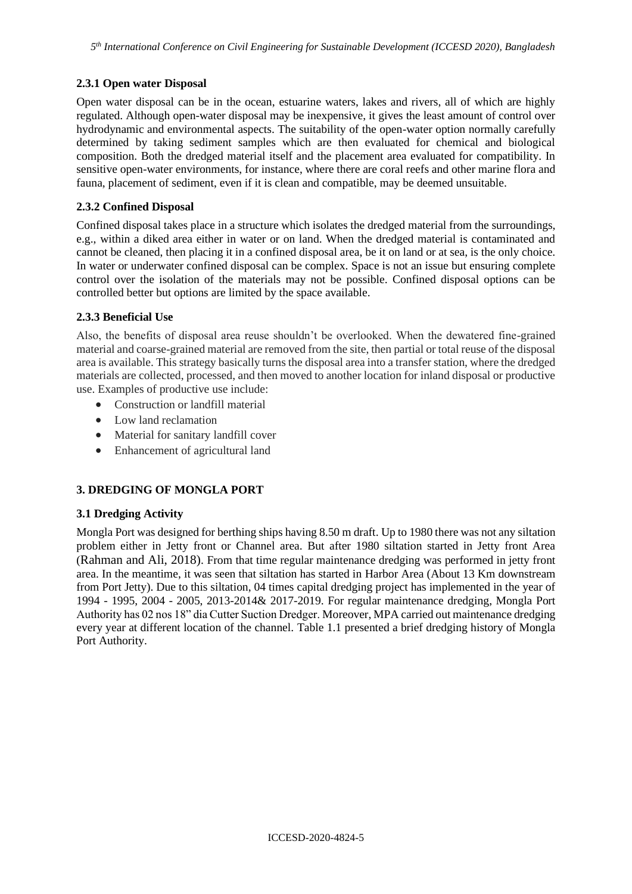### 2.3.1 Open water Disposal

Open water disposal can be in the ocean, estuarine waters, lakes and rivers, all of which are highly regulated. Although open-water disposal may be inexpensive, it gives the least amount of control over hydrodynamic and environmental aspects. The suitability of the open-water option normally carefully determined by taking sediment samples which are then evaluated for chemical and biological composition. Both the dredged material itself and the placement area evaluated for compatibility. In sensitive open-water environments, for instance, where there are coral reefs and other marine flora and fauna, placement of sediment, even if it is clean and compatible, may be deemed unsuitable.

### 2.3.2 Confined Disposal

Confined disposal takes place in a structure which isolates the dredged material from the surroundings, e.g., within a diked area either in water or on land. When the dredged material is contaminated and cannot be cleaned, then placing it in a confined disposal area, be it on land or at sea, is the only choice. In water or underwater confined disposal can be complex. Space is not an issue but ensuring complete control over the isolation of the materials may not be possible. Confined disposal options can be controlled better but options are limited by the space available.

### 2.3.3 Beneficial Use

Also, the benefits of disposal area reuse shouldn't be overlooked. When the dewatered fine-grained material and coarse-grained material are removed from the site, then partial or total reuse of the disposal area is available. This strategy basically turns the disposal area into a transfer station, where the dredged materials are collected, processed, and then moved to another location for inland disposal or productive use. Examples of productive use include:

- Construction or landfill material
- Low land reclamation
- Material for sanitary landfill cover
- Enhancement of agricultural land

## 3. DREDGING OF MONGLA PORT

### 3.1 Dredging Activity

Mongla Port was designed for berthing ships having 8.50 m draft. Up to 1980 there was not any siltation problem either in Jetty front or Channel area. But after 1980 siltation started in Jetty front Area (Rahman and Ali, 2018). From that time regular maintenance dredging was performed in jetty front area. In the meantime, it was seen that siltation has started in Harbor Area (About 13 Km downstream from Port Jetty). Due to this siltation, 04 times capital dredging project has implemented in the year of 1994 - 1995, 2004 - 2005, 2013-2014& 2017-2019. For regular maintenance dredging, Mongla Port Authority has 02 nos 18" dia Cutter Suction Dredger. Moreover, MPA carried out maintenance dredging every year at different location of the channel. Table 1.1 presented a brief dredging history of Mongla Port Authority.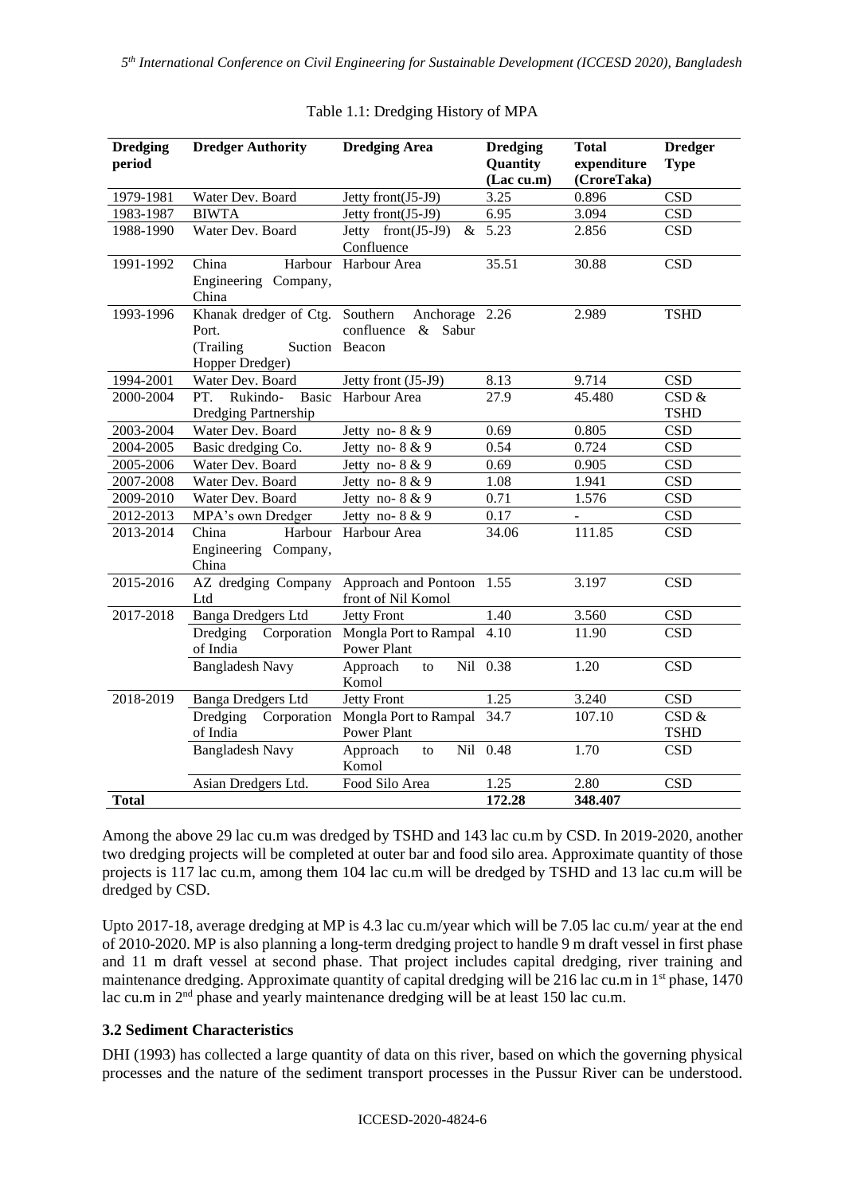Table 1.1: Dredging History of MPA

| Dredging period | Dredger Authority | Dredging Area | Dredging Quantity (Lac cu.m) | Total expenditure (CroreTaka) | Dredger Type |
|---|---|---|---|---|---|
| 1979-1981 | Water Dev. Board | Jetty front(J5-J9) | 3.25 | 0.896 | CSD |
| 1983-1987 | BIWTA | Jetty front(J5-J9) | 6.95 | 3.094 | CSD |
| 1988-1990 | Water Dev. Board | Jetty front(J5-J9) & Confluence | 5.23 | 2.856 | CSD |
| 1991-1992 | China Harbour Engineering Company, China | Harbour Area | 35.51 | 30.88 | CSD |
| 1993-1996 | Khanak dredger of Ctg. Port. (Trailing Suction Hopper Dredger) | Southern Anchorage confluence & Sabur Beacon | 2.26 | 2.989 | TSHD |
| 1994-2001 | Water Dev. Board | Jetty front (J5-J9) | 8.13 | 9.714 | CSD |
| 2000-2004 | PT. Rukindo- Basic Dredging Partnership | Harbour Area | 27.9 | 45.480 | CSD & TSHD |
| 2003-2004 | Water Dev. Board | Jetty no- 8 & 9 | 0.69 | 0.805 | CSD |
| 2004-2005 | Basic dredging Co. | Jetty no- 8 & 9 | 0.54 | 0.724 | CSD |
| 2005-2006 | Water Dev. Board | Jetty no- 8 & 9 | 0.69 | 0.905 | CSD |
| 2007-2008 | Water Dev. Board | Jetty no- 8 & 9 | 1.08 | 1.941 | CSD |
| 2009-2010 | Water Dev. Board | Jetty no- 8 & 9 | 0.71 | 1.576 | CSD |
| 2012-2013 | MPA's own Dredger | Jetty no- 8 & 9 | 0.17 | - | CSD |
| 2013-2014 | China Harbour Engineering Company, China | Harbour Area | 34.06 | 111.85 | CSD |
| 2015-2016 | AZ dredging Company Ltd | Approach and Pontoon front of Nil Komol | 1.55 | 3.197 | CSD |
| 2017-2018 | Banga Dredgers Ltd | Jetty Front | 1.40 | 3.560 | CSD |
| | Dredging Corporation of India | Mongla Port to Rampal Power Plant | 4.10 | 11.90 | CSD |
| | Bangladesh Navy | Approach to Nil Komol | 0.38 | 1.20 | CSD |
| 2018-2019 | Banga Dredgers Ltd | Jetty Front | 1.25 | 3.240 | CSD |
| | Dredging Corporation of India | Mongla Port to Rampal Power Plant | 34.7 | 107.10 | CSD & TSHD |
| | Bangladesh Navy | Approach to Nil Komol | 0.48 | 1.70 | CSD |
| | Asian Dredgers Ltd. | Food Silo Area | 1.25 | 2.80 | CSD |
| **Total** | | | **172.28** | **348.407** | |

Among the above 29 lac cu.m was dredged by TSHD and 143 lac cu.m by CSD. In 2019-2020, another two dredging projects will be completed at outer bar and food silo area. Approximate quantity of those projects is 117 lac cu.m, among them 104 lac cu.m will be dredged by TSHD and 13 lac cu.m will be dredged by CSD.

Upto 2017-18, average dredging at MP is 4.3 lac cu.m/year which will be 7.05 lac cu.m/ year at the end of 2010-2020. MP is also planning a long-term dredging project to handle 9 m draft vessel in first phase and 11 m draft vessel at second phase. That project includes capital dredging, river training and maintenance dredging. Approximate quantity of capital dredging will be 216 lac cu.m in 1st phase, 1470 lac cu.m in 2nd phase and yearly maintenance dredging will be at least 150 lac cu.m.

### 3.2 Sediment Characteristics

DHI (1993) has collected a large quantity of data on this river, based on which the governing physical processes and the nature of the sediment transport processes in the Pussur River can be understood.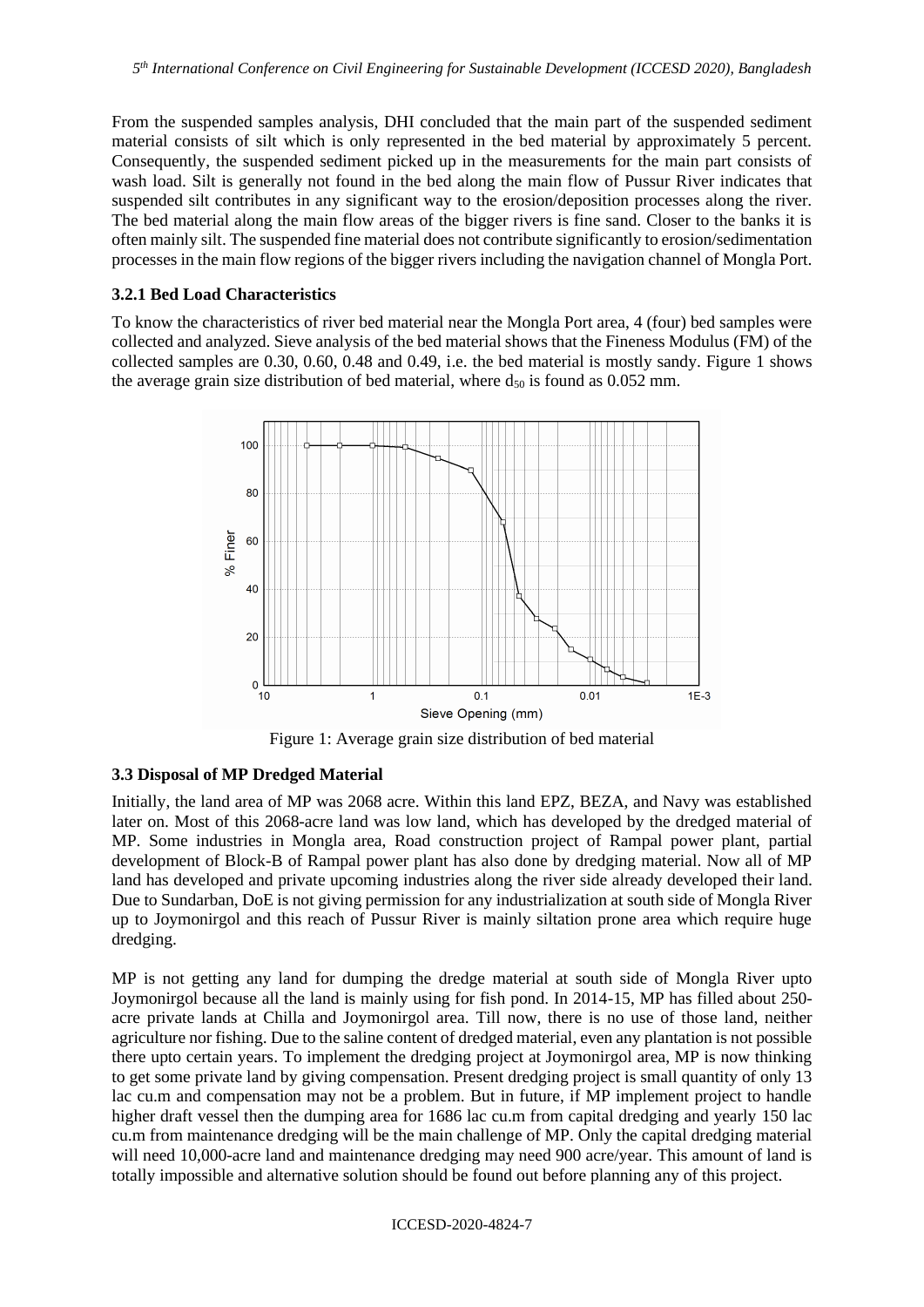From the suspended samples analysis, DHI concluded that the main part of the suspended sediment material consists of silt which is only represented in the bed material by approximately 5 percent. Consequently, the suspended sediment picked up in the measurements for the main part consists of wash load. Silt is generally not found in the bed along the main flow of Pussur River indicates that suspended silt contributes in any significant way to the erosion/deposition processes along the river. The bed material along the main flow areas of the bigger rivers is fine sand. Closer to the banks it is often mainly silt. The suspended fine material does not contribute significantly to erosion/sedimentation processes in the main flow regions of the bigger rivers including the navigation channel of Mongla Port.

### 3.2.1 Bed Load Characteristics

To know the characteristics of river bed material near the Mongla Port area, 4 (four) bed samples were collected and analyzed. Sieve analysis of the bed material shows that the Fineness Modulus (FM) of the collected samples are 0.30, 0.60, 0.48 and 0.49, i.e. the bed material is mostly sandy. Figure 1 shows the average grain size distribution of bed material, where $d_{50}$ is found as 0.052 mm.

Figure 1: Average grain size distribution of bed material

## 3.3 Disposal of MP Dredged Material

Initially, the land area of MP was 2068 acre. Within this land EPZ, BEZA, and Navy was established later on. Most of this 2068-acre land was low land, which has developed by the dredged material of MP. Some industries in Mongla area, Road construction project of Rampal power plant, partial development of Block-B of Rampal power plant has also done by dredging material. Now all of MP land has developed and private upcoming industries along the river side already developed their land. Due to Sundarban, DoE is not giving permission for any industrialization at south side of Mongla River up to Joymonirgol and this reach of Pussur River is mainly siltation prone area which require huge dredging.

MP is not getting any land for dumping the dredge material at south side of Mongla River upto Joymonirgol because all the land is mainly using for fish pond. In 2014-15, MP has filled about 250-acre private lands at Chilla and Joymonirgol area. Till now, there is no use of those land, neither agriculture nor fishing. Due to the saline content of dredged material, even any plantation is not possible there upto certain years. To implement the dredging project at Joymonirgol area, MP is now thinking to get some private land by giving compensation. Present dredging project is small quantity of only 13 lac cu.m and compensation may not be a problem. But in future, if MP implement project to handle higher draft vessel then the dumping area for 1686 lac cu.m from capital dredging and yearly 150 lac cu.m from maintenance dredging will be the main challenge of MP. Only the capital dredging material will need 10,000-acre land and maintenance dredging may need 900 acre/year. This amount of land is totally impossible and alternative solution should be found out before planning any of this project.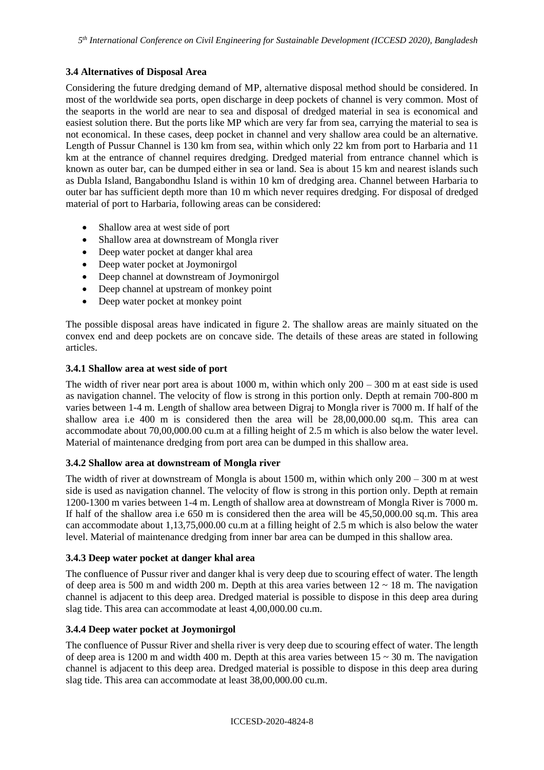### 3.4 Alternatives of Disposal Area

Considering the future dredging demand of MP, alternative disposal method should be considered. In most of the worldwide sea ports, open discharge in deep pockets of channel is very common. Most of the seaports in the world are near to sea and disposal of dredged material in sea is economical and easiest solution there. But the ports like MP which are very far from sea, carrying the material to sea is not economical. In these cases, deep pocket in channel and very shallow area could be an alternative. Length of Pussur Channel is 130 km from sea, within which only 22 km from port to Harbaria and 11 km at the entrance of channel requires dredging. Dredged material from entrance channel which is known as outer bar, can be dumped either in sea or land. Sea is about 15 km and nearest islands such as Dubla Island, Bangabondhu Island is within 10 km of dredging area. Channel between Harbaria to outer bar has sufficient depth more than 10 m which never requires dredging. For disposal of dredged material of port to Harbaria, following areas can be considered:

- Shallow area at west side of port
- Shallow area at downstream of Mongla river
- Deep water pocket at danger khal area
- Deep water pocket at Joymonirgol
- Deep channel at downstream of Joymonirgol
- Deep channel at upstream of monkey point
- Deep water pocket at monkey point

The possible disposal areas have indicated in figure 2. The shallow areas are mainly situated on the convex end and deep pockets are on concave side. The details of these areas are stated in following articles.

#### 3.4.1 Shallow area at west side of port

The width of river near port area is about 1000 m, within which only 200 – 300 m at east side is used as navigation channel. The velocity of flow is strong in this portion only. Depth at remain 700-800 m varies between 1-4 m. Length of shallow area between Digraj to Mongla river is 7000 m. If half of the shallow area i.e 400 m is considered then the area will be 28,00,000.00 sq.m. This area can accommodate about 70,00,000.00 cu.m at a filling height of 2.5 m which is also below the water level. Material of maintenance dredging from port area can be dumped in this shallow area.

#### 3.4.2 Shallow area at downstream of Mongla river

The width of river at downstream of Mongla is about 1500 m, within which only 200 – 300 m at west side is used as navigation channel. The velocity of flow is strong in this portion only. Depth at remain 1200-1300 m varies between 1-4 m. Length of shallow area at downstream of Mongla River is 7000 m. If half of the shallow area i.e 650 m is considered then the area will be 45,50,000.00 sq.m. This area can accommodate about 1,13,75,000.00 cu.m at a filling height of 2.5 m which is also below the water level. Material of maintenance dredging from inner bar area can be dumped in this shallow area.

#### 3.4.3 Deep water pocket at danger khal area

The confluence of Pussur river and danger khal is very deep due to scouring effect of water. The length of deep area is 500 m and width 200 m. Depth at this area varies between 12 ~ 18 m. The navigation channel is adjacent to this deep area. Dredged material is possible to dispose in this deep area during slag tide. This area can accommodate at least 4,00,000.00 cu.m.

#### 3.4.4 Deep water pocket at Joymonirgol

The confluence of Pussur River and shella river is very deep due to scouring effect of water. The length of deep area is 1200 m and width 400 m. Depth at this area varies between 15 ~ 30 m. The navigation channel is adjacent to this deep area. Dredged material is possible to dispose in this deep area during slag tide. This area can accommodate at least 38,00,000.00 cu.m.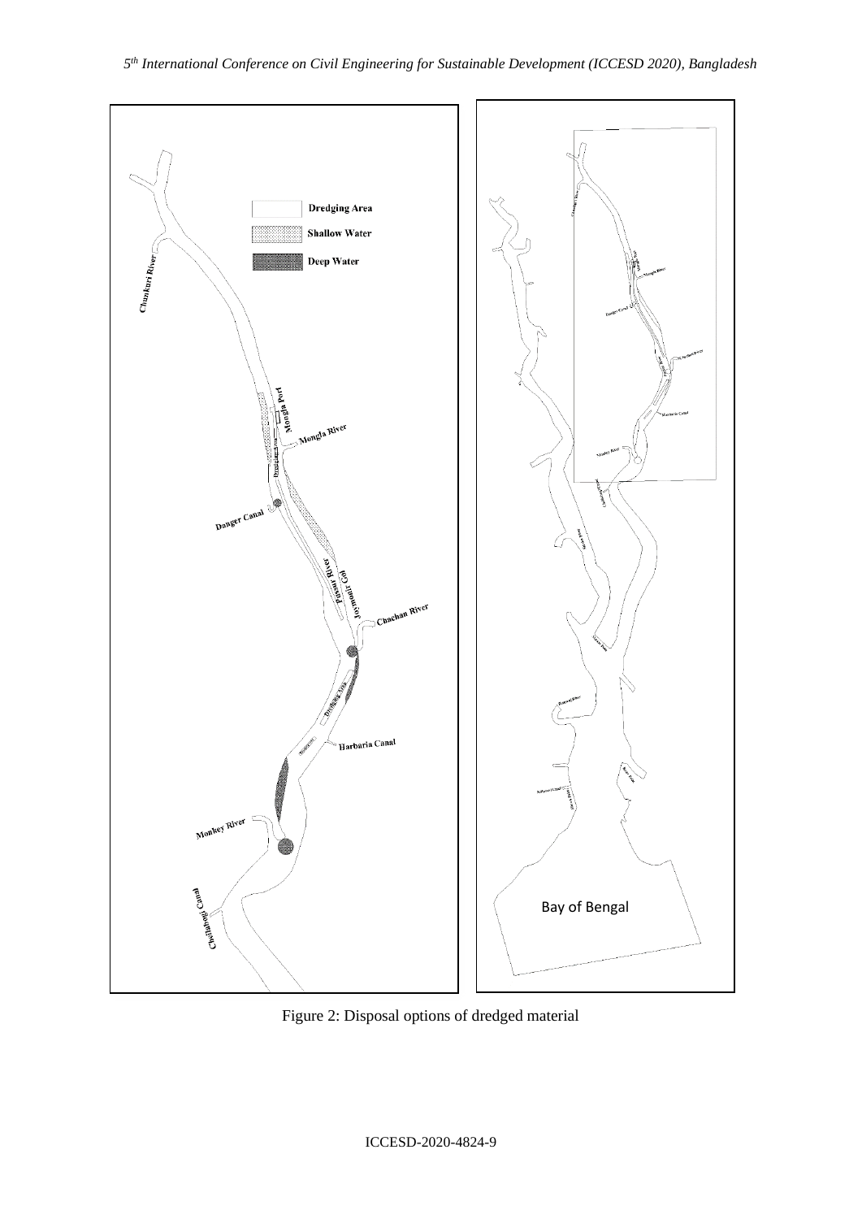Figure 2: Disposal options of dredged material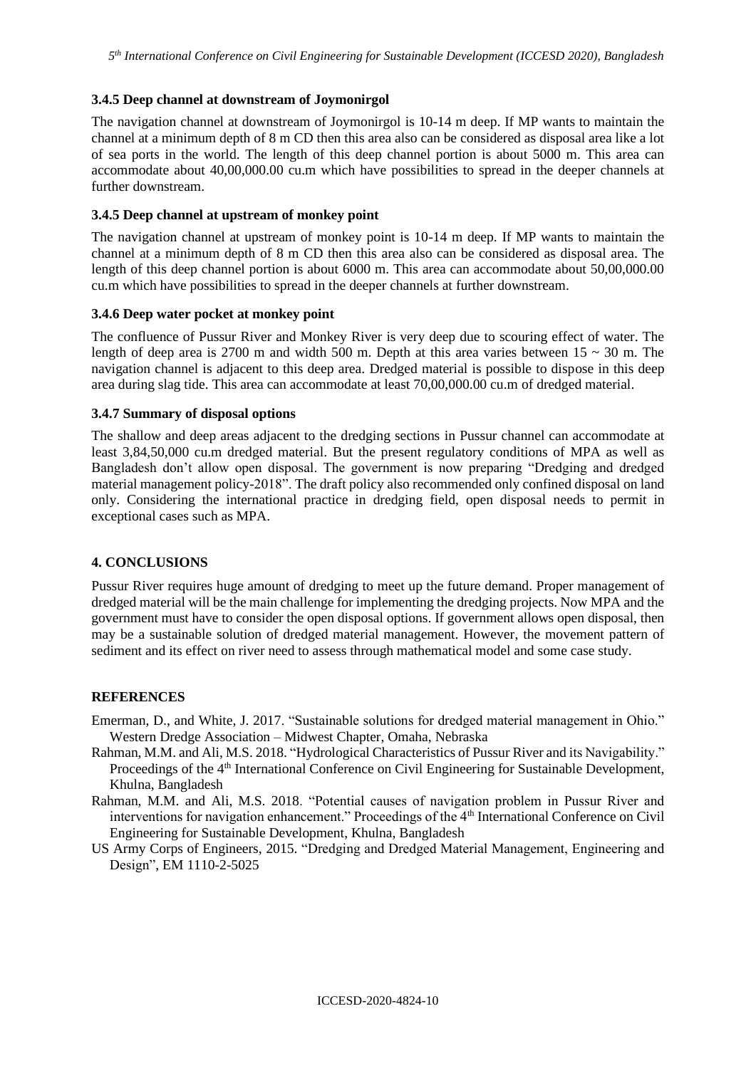### 3.4.5 Deep channel at downstream of Joymonirgol

The navigation channel at downstream of Joymonirgol is 10-14 m deep. If MP wants to maintain the channel at a minimum depth of 8 m CD then this area also can be considered as disposal area like a lot of sea ports in the world. The length of this deep channel portion is about 5000 m. This area can accommodate about 40,00,000.00 cu.m which have possibilities to spread in the deeper channels at further downstream.

### 3.4.5 Deep channel at upstream of monkey point

The navigation channel at upstream of monkey point is 10-14 m deep. If MP wants to maintain the channel at a minimum depth of 8 m CD then this area also can be considered as disposal area. The length of this deep channel portion is about 6000 m. This area can accommodate about 50,00,000.00 cu.m which have possibilities to spread in the deeper channels at further downstream.

### 3.4.6 Deep water pocket at monkey point

The confluence of Pussur River and Monkey River is very deep due to scouring effect of water. The length of deep area is 2700 m and width 500 m. Depth at this area varies between 15 ~ 30 m. The navigation channel is adjacent to this deep area. Dredged material is possible to dispose in this deep area during slag tide. This area can accommodate at least 70,00,000.00 cu.m of dredged material.

### 3.4.7 Summary of disposal options

The shallow and deep areas adjacent to the dredging sections in Pussur channel can accommodate at least 3,84,50,000 cu.m dredged material. But the present regulatory conditions of MPA as well as Bangladesh don't allow open disposal. The government is now preparing "Dredging and dredged material management policy-2018". The draft policy also recommended only confined disposal on land only. Considering the international practice in dredging field, open disposal needs to permit in exceptional cases such as MPA.

## 4. CONCLUSIONS

Pussur River requires huge amount of dredging to meet up the future demand. Proper management of dredged material will be the main challenge for implementing the dredging projects. Now MPA and the government must have to consider the open disposal options. If government allows open disposal, then may be a sustainable solution of dredged material management. However, the movement pattern of sediment and its effect on river need to assess through mathematical model and some case study.

## REFERENCES

Emerman, D., and White, J. 2017. "Sustainable solutions for dredged material management in Ohio." Western Dredge Association – Midwest Chapter, Omaha, Nebraska

Rahman, M.M. and Ali, M.S. 2018. "Hydrological Characteristics of Pussur River and its Navigability." Proceedings of the 4th International Conference on Civil Engineering for Sustainable Development, Khulna, Bangladesh

Rahman, M.M. and Ali, M.S. 2018. "Potential causes of navigation problem in Pussur River and interventions for navigation enhancement." Proceedings of the 4th International Conference on Civil Engineering for Sustainable Development, Khulna, Bangladesh

US Army Corps of Engineers, 2015. "Dredging and Dredged Material Management, Engineering and Design", EM 1110-2-5025